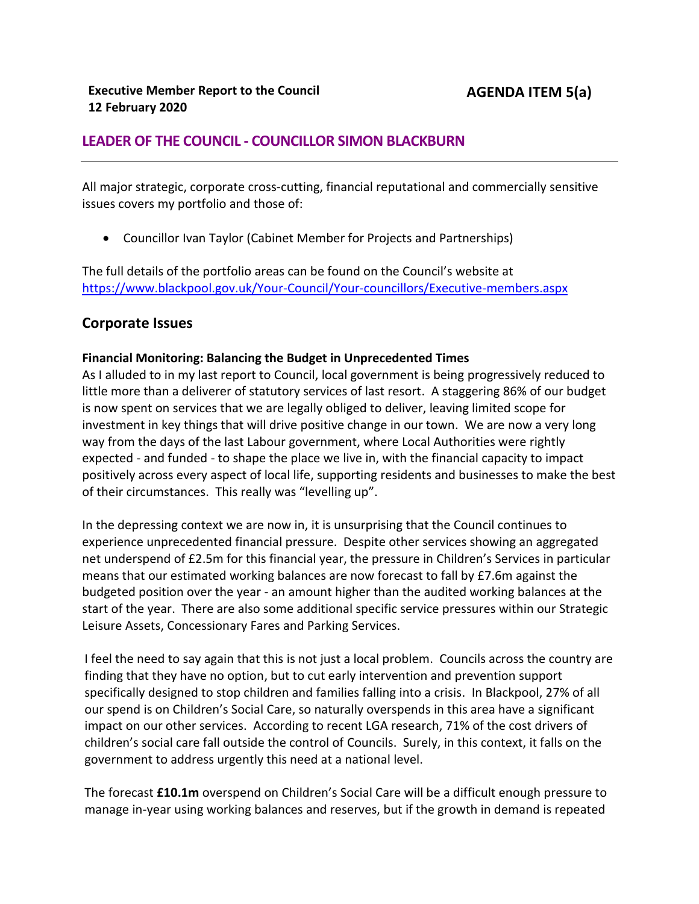**Executive Member Report to the Council**
**12 February 2020**

**AGENDA ITEM 5(a)**

## LEADER OF THE COUNCIL - COUNCILLOR SIMON BLACKBURN

---

All major strategic, corporate cross-cutting, financial reputational and commercially sensitive issues covers my portfolio and those of:

- Councillor Ivan Taylor (Cabinet Member for Projects and Partnerships)

The full details of the portfolio areas can be found on the Council's website at https://www.blackpool.gov.uk/Your-Council/Your-councillors/Executive-members.aspx

## Corporate Issues

**Financial Monitoring: Balancing the Budget in Unprecedented Times**

As I alluded to in my last report to Council, local government is being progressively reduced to little more than a deliverer of statutory services of last resort. A staggering 86% of our budget is now spent on services that we are legally obliged to deliver, leaving limited scope for investment in key things that will drive positive change in our town. We are now a very long way from the days of the last Labour government, where Local Authorities were rightly expected - and funded - to shape the place we live in, with the financial capacity to impact positively across every aspect of local life, supporting residents and businesses to make the best of their circumstances. This really was "levelling up".

In the depressing context we are now in, it is unsurprising that the Council continues to experience unprecedented financial pressure. Despite other services showing an aggregated net underspend of £2.5m for this financial year, the pressure in Children's Services in particular means that our estimated working balances are now forecast to fall by £7.6m against the budgeted position over the year - an amount higher than the audited working balances at the start of the year. There are also some additional specific service pressures within our Strategic Leisure Assets, Concessionary Fares and Parking Services.

I feel the need to say again that this is not just a local problem. Councils across the country are finding that they have no option, but to cut early intervention and prevention support specifically designed to stop children and families falling into a crisis. In Blackpool, 27% of all our spend is on Children's Social Care, so naturally overspends in this area have a significant impact on our other services. According to recent LGA research, 71% of the cost drivers of children's social care fall outside the control of Councils. Surely, in this context, it falls on the government to address urgently this need at a national level.

The forecast **£10.1m** overspend on Children's Social Care will be a difficult enough pressure to manage in-year using working balances and reserves, but if the growth in demand is repeated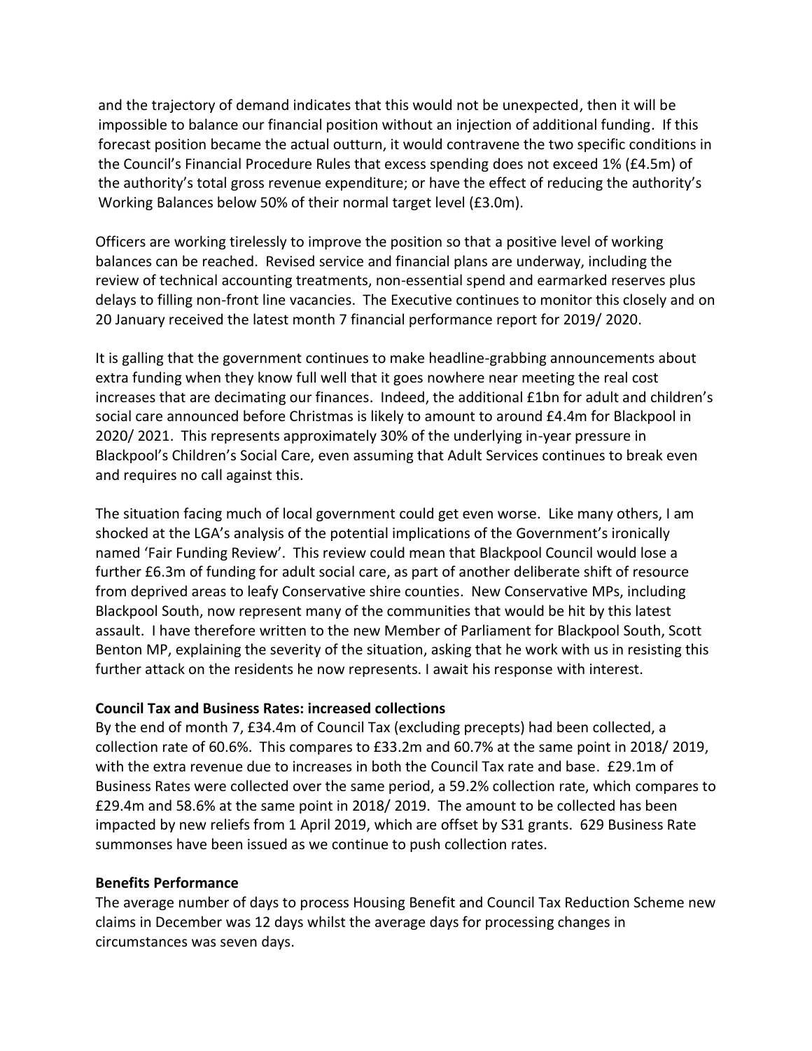and the trajectory of demand indicates that this would not be unexpected, then it will be impossible to balance our financial position without an injection of additional funding. If this forecast position became the actual outturn, it would contravene the two specific conditions in the Council's Financial Procedure Rules that excess spending does not exceed 1% (£4.5m) of the authority's total gross revenue expenditure; or have the effect of reducing the authority's Working Balances below 50% of their normal target level (£3.0m).

Officers are working tirelessly to improve the position so that a positive level of working balances can be reached. Revised service and financial plans are underway, including the review of technical accounting treatments, non-essential spend and earmarked reserves plus delays to filling non-front line vacancies. The Executive continues to monitor this closely and on 20 January received the latest month 7 financial performance report for 2019/ 2020.

It is galling that the government continues to make headline-grabbing announcements about extra funding when they know full well that it goes nowhere near meeting the real cost increases that are decimating our finances. Indeed, the additional £1bn for adult and children's social care announced before Christmas is likely to amount to around £4.4m for Blackpool in 2020/ 2021. This represents approximately 30% of the underlying in-year pressure in Blackpool's Children's Social Care, even assuming that Adult Services continues to break even and requires no call against this.

The situation facing much of local government could get even worse. Like many others, I am shocked at the LGA's analysis of the potential implications of the Government's ironically named 'Fair Funding Review'. This review could mean that Blackpool Council would lose a further £6.3m of funding for adult social care, as part of another deliberate shift of resource from deprived areas to leafy Conservative shire counties. New Conservative MPs, including Blackpool South, now represent many of the communities that would be hit by this latest assault. I have therefore written to the new Member of Parliament for Blackpool South, Scott Benton MP, explaining the severity of the situation, asking that he work with us in resisting this further attack on the residents he now represents. I await his response with interest.

**Council Tax and Business Rates: increased collections**

By the end of month 7, £34.4m of Council Tax (excluding precepts) had been collected, a collection rate of 60.6%. This compares to £33.2m and 60.7% at the same point in 2018/ 2019, with the extra revenue due to increases in both the Council Tax rate and base. £29.1m of Business Rates were collected over the same period, a 59.2% collection rate, which compares to £29.4m and 58.6% at the same point in 2018/ 2019. The amount to be collected has been impacted by new reliefs from 1 April 2019, which are offset by S31 grants. 629 Business Rate summonses have been issued as we continue to push collection rates.

**Benefits Performance**

The average number of days to process Housing Benefit and Council Tax Reduction Scheme new claims in December was 12 days whilst the average days for processing changes in circumstances was seven days.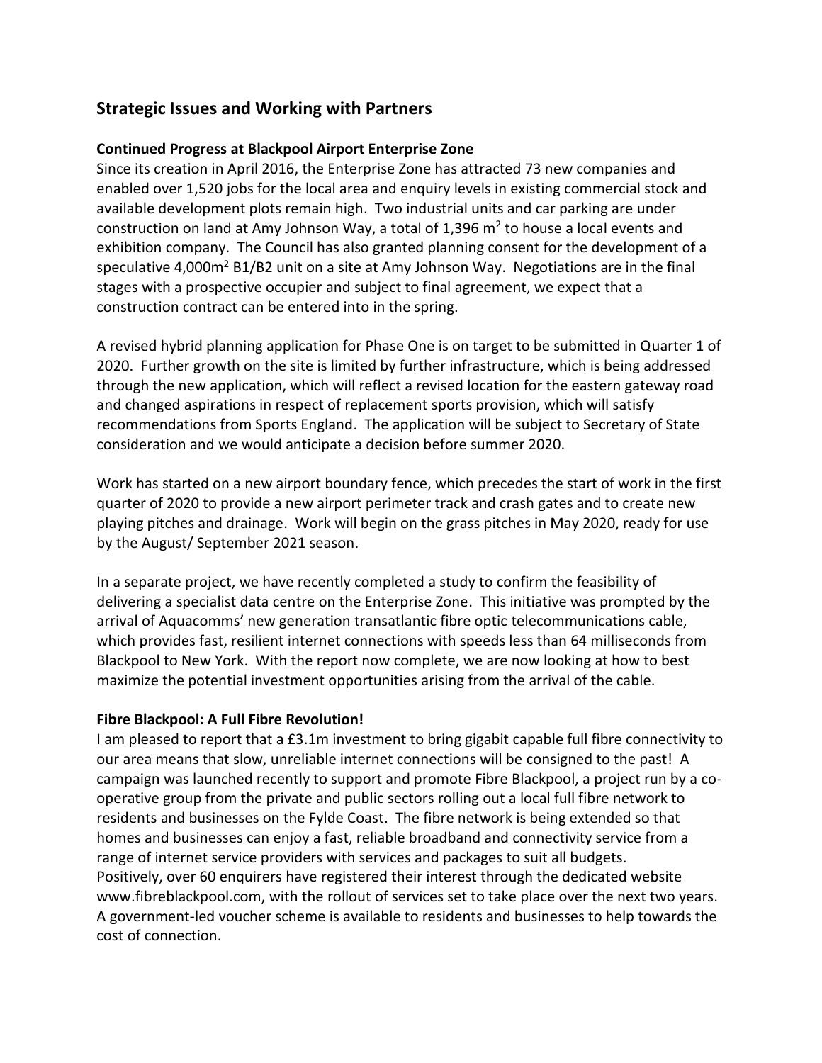## Strategic Issues and Working with Partners

### Continued Progress at Blackpool Airport Enterprise Zone

Since its creation in April 2016, the Enterprise Zone has attracted 73 new companies and enabled over 1,520 jobs for the local area and enquiry levels in existing commercial stock and available development plots remain high. Two industrial units and car parking are under construction on land at Amy Johnson Way, a total of 1,396 $m^2$ to house a local events and exhibition company. The Council has also granted planning consent for the development of a speculative 4,000$m^2$ B1/B2 unit on a site at Amy Johnson Way. Negotiations are in the final stages with a prospective occupier and subject to final agreement, we expect that a construction contract can be entered into in the spring.

A revised hybrid planning application for Phase One is on target to be submitted in Quarter 1 of 2020. Further growth on the site is limited by further infrastructure, which is being addressed through the new application, which will reflect a revised location for the eastern gateway road and changed aspirations in respect of replacement sports provision, which will satisfy recommendations from Sports England. The application will be subject to Secretary of State consideration and we would anticipate a decision before summer 2020.

Work has started on a new airport boundary fence, which precedes the start of work in the first quarter of 2020 to provide a new airport perimeter track and crash gates and to create new playing pitches and drainage. Work will begin on the grass pitches in May 2020, ready for use by the August/ September 2021 season.

In a separate project, we have recently completed a study to confirm the feasibility of delivering a specialist data centre on the Enterprise Zone. This initiative was prompted by the arrival of Aquacomms' new generation transatlantic fibre optic telecommunications cable, which provides fast, resilient internet connections with speeds less than 64 milliseconds from Blackpool to New York. With the report now complete, we are now looking at how to best maximize the potential investment opportunities arising from the arrival of the cable.

### Fibre Blackpool: A Full Fibre Revolution!

I am pleased to report that a £3.1m investment to bring gigabit capable full fibre connectivity to our area means that slow, unreliable internet connections will be consigned to the past! A campaign was launched recently to support and promote Fibre Blackpool, a project run by a co-operative group from the private and public sectors rolling out a local full fibre network to residents and businesses on the Fylde Coast. The fibre network is being extended so that homes and businesses can enjoy a fast, reliable broadband and connectivity service from a range of internet service providers with services and packages to suit all budgets.
Positively, over 60 enquirers have registered their interest through the dedicated website www.fibreblackpool.com, with the rollout of services set to take place over the next two years. A government-led voucher scheme is available to residents and businesses to help towards the cost of connection.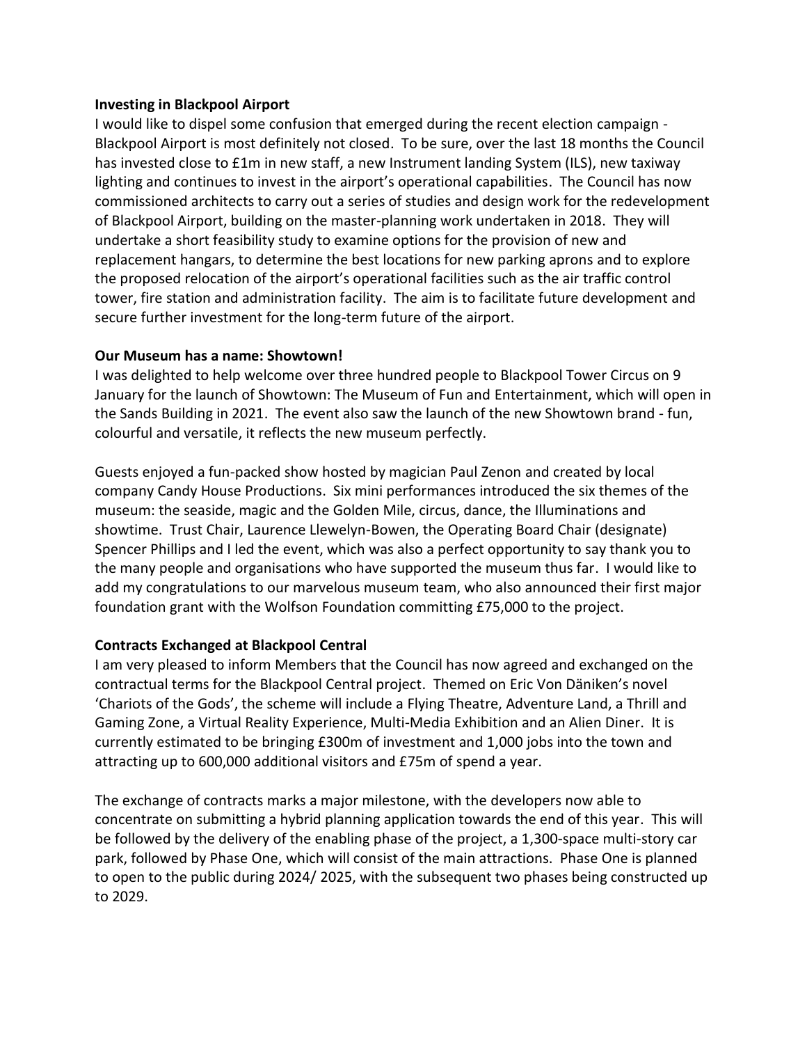**Investing in Blackpool Airport**

I would like to dispel some confusion that emerged during the recent election campaign - Blackpool Airport is most definitely not closed. To be sure, over the last 18 months the Council has invested close to £1m in new staff, a new Instrument landing System (ILS), new taxiway lighting and continues to invest in the airport's operational capabilities. The Council has now commissioned architects to carry out a series of studies and design work for the redevelopment of Blackpool Airport, building on the master-planning work undertaken in 2018. They will undertake a short feasibility study to examine options for the provision of new and replacement hangars, to determine the best locations for new parking aprons and to explore the proposed relocation of the airport's operational facilities such as the air traffic control tower, fire station and administration facility. The aim is to facilitate future development and secure further investment for the long-term future of the airport.

**Our Museum has a name: Showtown!**

I was delighted to help welcome over three hundred people to Blackpool Tower Circus on 9 January for the launch of Showtown: The Museum of Fun and Entertainment, which will open in the Sands Building in 2021. The event also saw the launch of the new Showtown brand - fun, colourful and versatile, it reflects the new museum perfectly.

Guests enjoyed a fun-packed show hosted by magician Paul Zenon and created by local company Candy House Productions. Six mini performances introduced the six themes of the museum: the seaside, magic and the Golden Mile, circus, dance, the Illuminations and showtime. Trust Chair, Laurence Llewelyn-Bowen, the Operating Board Chair (designate) Spencer Phillips and I led the event, which was also a perfect opportunity to say thank you to the many people and organisations who have supported the museum thus far. I would like to add my congratulations to our marvelous museum team, who also announced their first major foundation grant with the Wolfson Foundation committing £75,000 to the project.

**Contracts Exchanged at Blackpool Central**

I am very pleased to inform Members that the Council has now agreed and exchanged on the contractual terms for the Blackpool Central project. Themed on Eric Von Däniken's novel 'Chariots of the Gods', the scheme will include a Flying Theatre, Adventure Land, a Thrill and Gaming Zone, a Virtual Reality Experience, Multi-Media Exhibition and an Alien Diner. It is currently estimated to be bringing £300m of investment and 1,000 jobs into the town and attracting up to 600,000 additional visitors and £75m of spend a year.

The exchange of contracts marks a major milestone, with the developers now able to concentrate on submitting a hybrid planning application towards the end of this year. This will be followed by the delivery of the enabling phase of the project, a 1,300-space multi-story car park, followed by Phase One, which will consist of the main attractions. Phase One is planned to open to the public during 2024/ 2025, with the subsequent two phases being constructed up to 2029.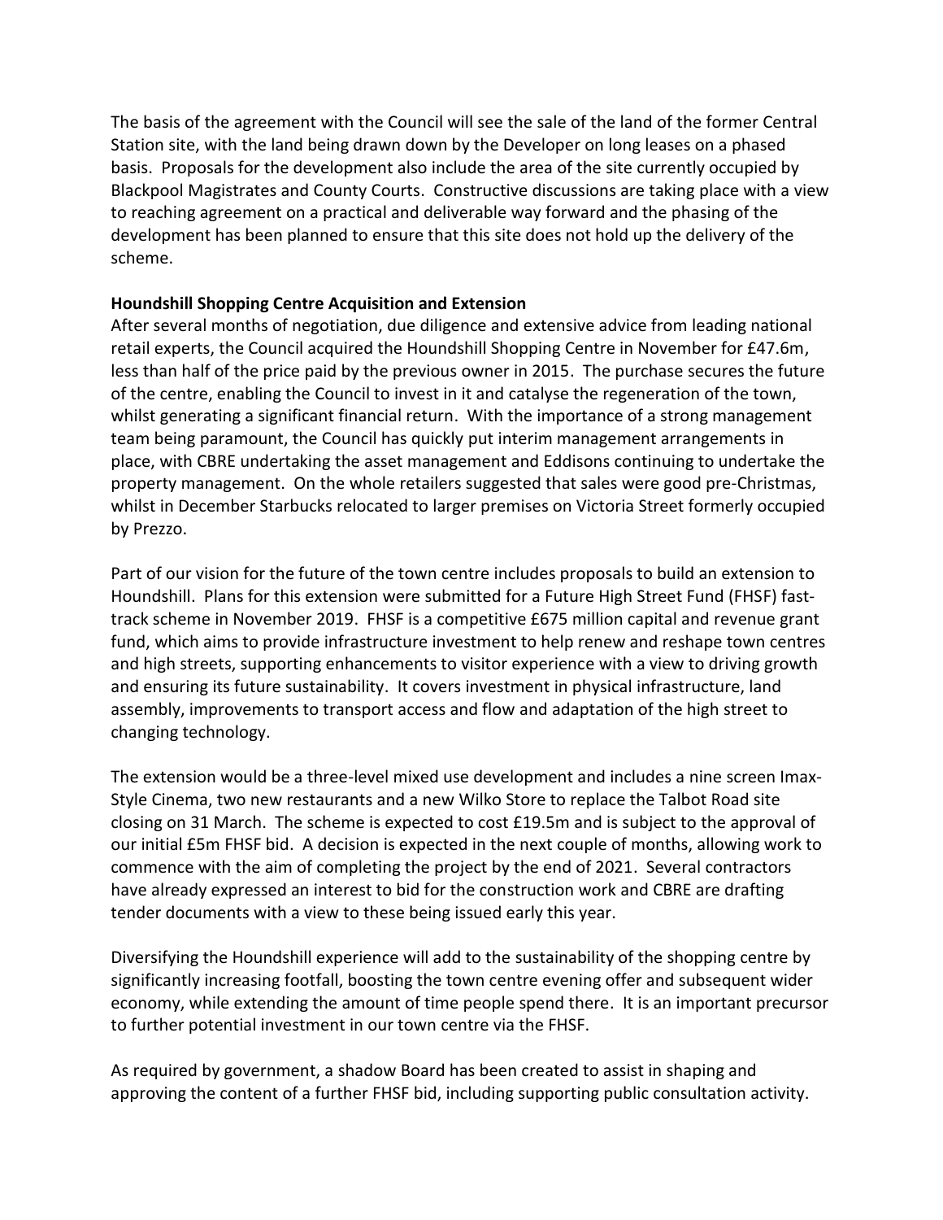The basis of the agreement with the Council will see the sale of the land of the former Central Station site, with the land being drawn down by the Developer on long leases on a phased basis. Proposals for the development also include the area of the site currently occupied by Blackpool Magistrates and County Courts. Constructive discussions are taking place with a view to reaching agreement on a practical and deliverable way forward and the phasing of the development has been planned to ensure that this site does not hold up the delivery of the scheme.

**Houndshill Shopping Centre Acquisition and Extension**

After several months of negotiation, due diligence and extensive advice from leading national retail experts, the Council acquired the Houndshill Shopping Centre in November for £47.6m, less than half of the price paid by the previous owner in 2015. The purchase secures the future of the centre, enabling the Council to invest in it and catalyse the regeneration of the town, whilst generating a significant financial return. With the importance of a strong management team being paramount, the Council has quickly put interim management arrangements in place, with CBRE undertaking the asset management and Eddisons continuing to undertake the property management. On the whole retailers suggested that sales were good pre-Christmas, whilst in December Starbucks relocated to larger premises on Victoria Street formerly occupied by Prezzo.

Part of our vision for the future of the town centre includes proposals to build an extension to Houndshill. Plans for this extension were submitted for a Future High Street Fund (FHSF) fast-track scheme in November 2019. FHSF is a competitive £675 million capital and revenue grant fund, which aims to provide infrastructure investment to help renew and reshape town centres and high streets, supporting enhancements to visitor experience with a view to driving growth and ensuring its future sustainability. It covers investment in physical infrastructure, land assembly, improvements to transport access and flow and adaptation of the high street to changing technology.

The extension would be a three-level mixed use development and includes a nine screen Imax-Style Cinema, two new restaurants and a new Wilko Store to replace the Talbot Road site closing on 31 March. The scheme is expected to cost £19.5m and is subject to the approval of our initial £5m FHSF bid. A decision is expected in the next couple of months, allowing work to commence with the aim of completing the project by the end of 2021. Several contractors have already expressed an interest to bid for the construction work and CBRE are drafting tender documents with a view to these being issued early this year.

Diversifying the Houndshill experience will add to the sustainability of the shopping centre by significantly increasing footfall, boosting the town centre evening offer and subsequent wider economy, while extending the amount of time people spend there. It is an important precursor to further potential investment in our town centre via the FHSF.

As required by government, a shadow Board has been created to assist in shaping and approving the content of a further FHSF bid, including supporting public consultation activity.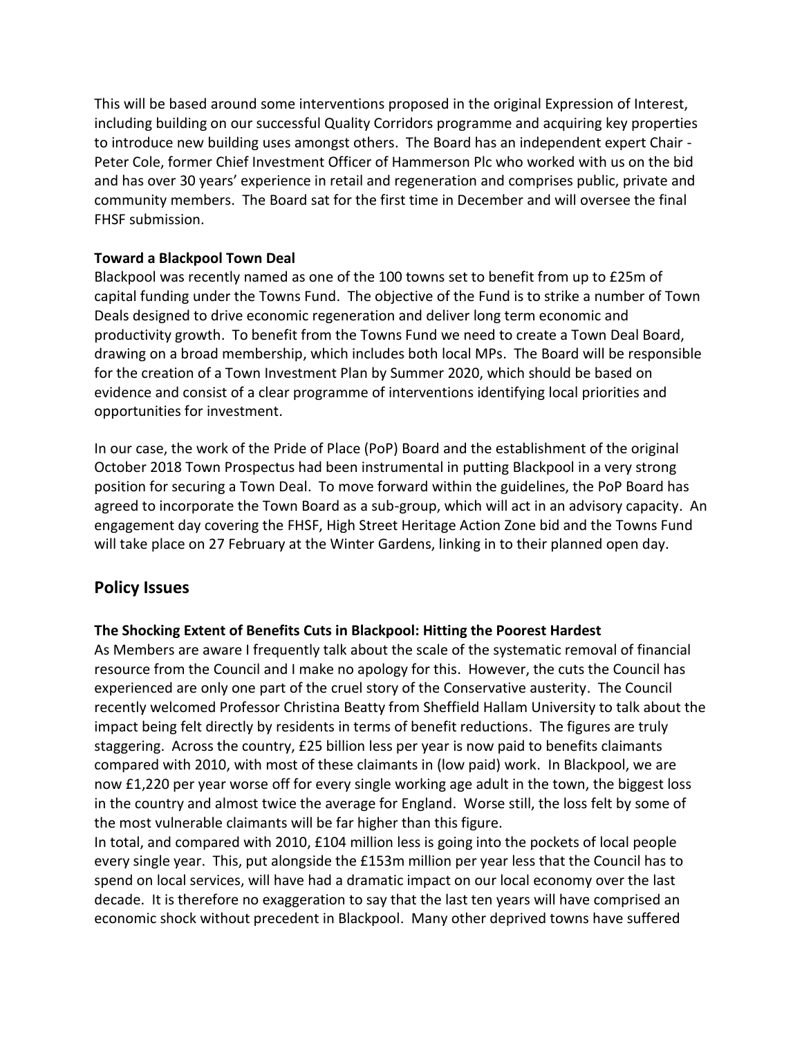This will be based around some interventions proposed in the original Expression of Interest, including building on our successful Quality Corridors programme and acquiring key properties to introduce new building uses amongst others. The Board has an independent expert Chair - Peter Cole, former Chief Investment Officer of Hammerson Plc who worked with us on the bid and has over 30 years' experience in retail and regeneration and comprises public, private and community members. The Board sat for the first time in December and will oversee the final FHSF submission.

**Toward a Blackpool Town Deal**

Blackpool was recently named as one of the 100 towns set to benefit from up to £25m of capital funding under the Towns Fund. The objective of the Fund is to strike a number of Town Deals designed to drive economic regeneration and deliver long term economic and productivity growth. To benefit from the Towns Fund we need to create a Town Deal Board, drawing on a broad membership, which includes both local MPs. The Board will be responsible for the creation of a Town Investment Plan by Summer 2020, which should be based on evidence and consist of a clear programme of interventions identifying local priorities and opportunities for investment.

In our case, the work of the Pride of Place (PoP) Board and the establishment of the original October 2018 Town Prospectus had been instrumental in putting Blackpool in a very strong position for securing a Town Deal. To move forward within the guidelines, the PoP Board has agreed to incorporate the Town Board as a sub-group, which will act in an advisory capacity. An engagement day covering the FHSF, High Street Heritage Action Zone bid and the Towns Fund will take place on 27 February at the Winter Gardens, linking in to their planned open day.

## Policy Issues

**The Shocking Extent of Benefits Cuts in Blackpool: Hitting the Poorest Hardest**

As Members are aware I frequently talk about the scale of the systematic removal of financial resource from the Council and I make no apology for this. However, the cuts the Council has experienced are only one part of the cruel story of the Conservative austerity. The Council recently welcomed Professor Christina Beatty from Sheffield Hallam University to talk about the impact being felt directly by residents in terms of benefit reductions. The figures are truly staggering. Across the country, £25 billion less per year is now paid to benefits claimants compared with 2010, with most of these claimants in (low paid) work. In Blackpool, we are now £1,220 per year worse off for every single working age adult in the town, the biggest loss in the country and almost twice the average for England. Worse still, the loss felt by some of the most vulnerable claimants will be far higher than this figure.

In total, and compared with 2010, £104 million less is going into the pockets of local people every single year. This, put alongside the £153m million per year less that the Council has to spend on local services, will have had a dramatic impact on our local economy over the last decade. It is therefore no exaggeration to say that the last ten years will have comprised an economic shock without precedent in Blackpool. Many other deprived towns have suffered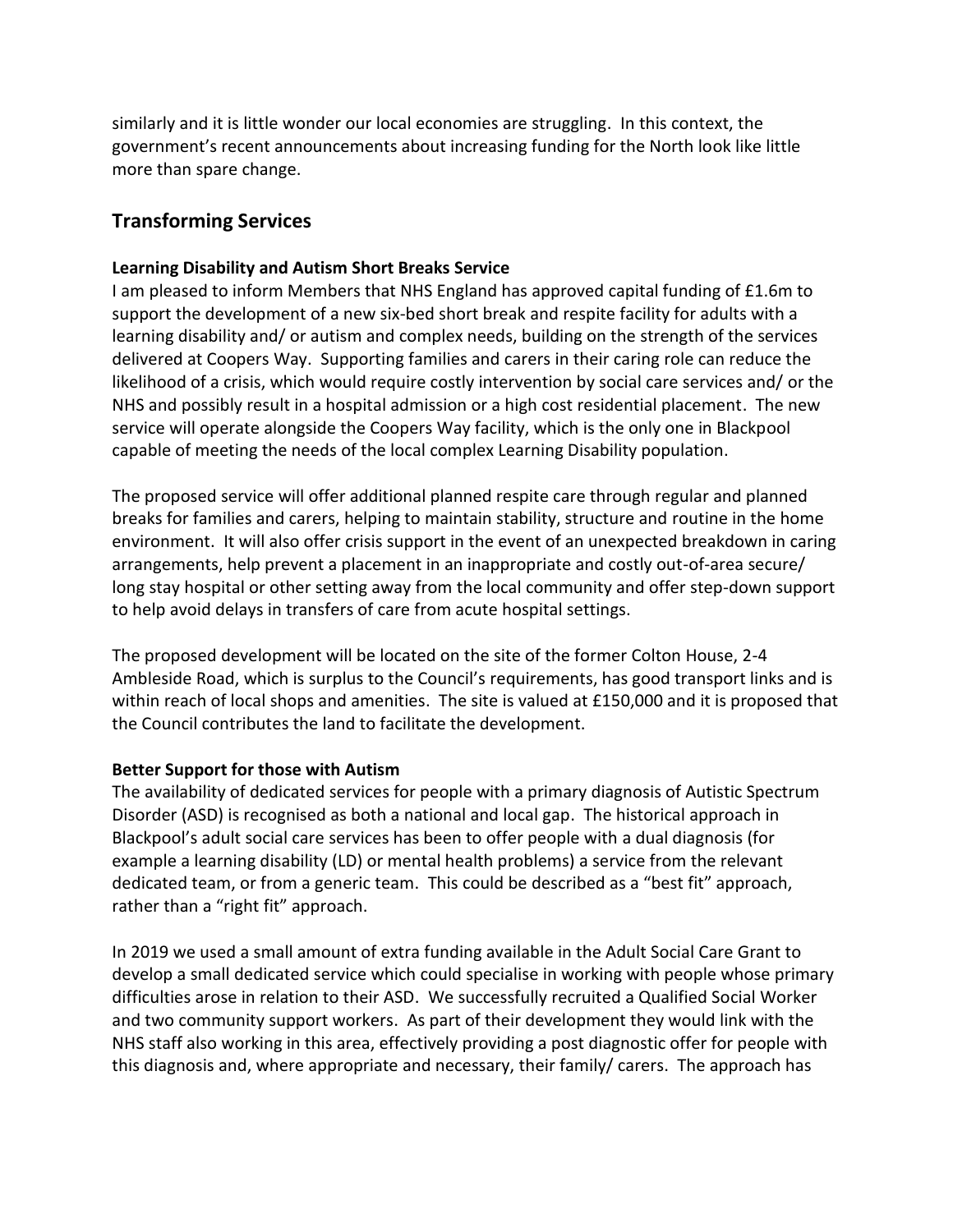similarly and it is little wonder our local economies are struggling. In this context, the government's recent announcements about increasing funding for the North look like little more than spare change.

## Transforming Services

**Learning Disability and Autism Short Breaks Service**

I am pleased to inform Members that NHS England has approved capital funding of £1.6m to support the development of a new six-bed short break and respite facility for adults with a learning disability and/ or autism and complex needs, building on the strength of the services delivered at Coopers Way. Supporting families and carers in their caring role can reduce the likelihood of a crisis, which would require costly intervention by social care services and/ or the NHS and possibly result in a hospital admission or a high cost residential placement. The new service will operate alongside the Coopers Way facility, which is the only one in Blackpool capable of meeting the needs of the local complex Learning Disability population.

The proposed service will offer additional planned respite care through regular and planned breaks for families and carers, helping to maintain stability, structure and routine in the home environment. It will also offer crisis support in the event of an unexpected breakdown in caring arrangements, help prevent a placement in an inappropriate and costly out-of-area secure/ long stay hospital or other setting away from the local community and offer step-down support to help avoid delays in transfers of care from acute hospital settings.

The proposed development will be located on the site of the former Colton House, 2-4 Ambleside Road, which is surplus to the Council's requirements, has good transport links and is within reach of local shops and amenities. The site is valued at £150,000 and it is proposed that the Council contributes the land to facilitate the development.

**Better Support for those with Autism**

The availability of dedicated services for people with a primary diagnosis of Autistic Spectrum Disorder (ASD) is recognised as both a national and local gap. The historical approach in Blackpool's adult social care services has been to offer people with a dual diagnosis (for example a learning disability (LD) or mental health problems) a service from the relevant dedicated team, or from a generic team. This could be described as a "best fit" approach, rather than a "right fit" approach.

In 2019 we used a small amount of extra funding available in the Adult Social Care Grant to develop a small dedicated service which could specialise in working with people whose primary difficulties arose in relation to their ASD. We successfully recruited a Qualified Social Worker and two community support workers. As part of their development they would link with the NHS staff also working in this area, effectively providing a post diagnostic offer for people with this diagnosis and, where appropriate and necessary, their family/ carers. The approach has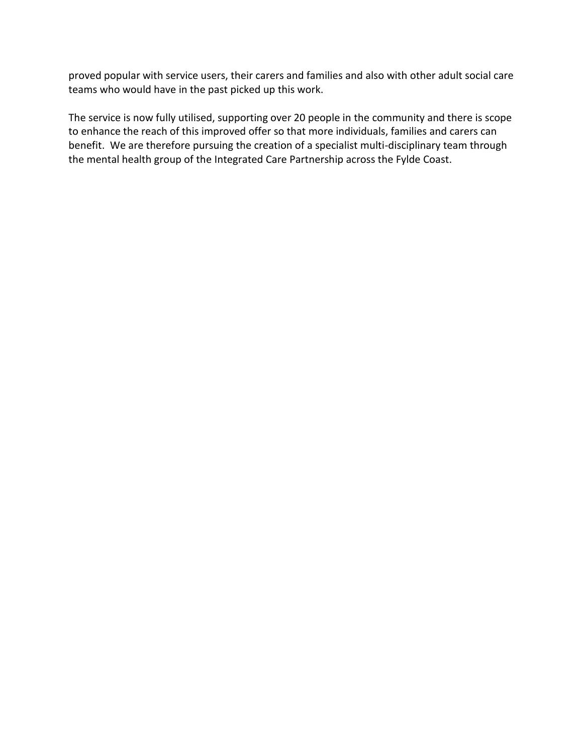proved popular with service users, their carers and families and also with other adult social care teams who would have in the past picked up this work.

The service is now fully utilised, supporting over 20 people in the community and there is scope to enhance the reach of this improved offer so that more individuals, families and carers can benefit. We are therefore pursuing the creation of a specialist multi-disciplinary team through the mental health group of the Integrated Care Partnership across the Fylde Coast.